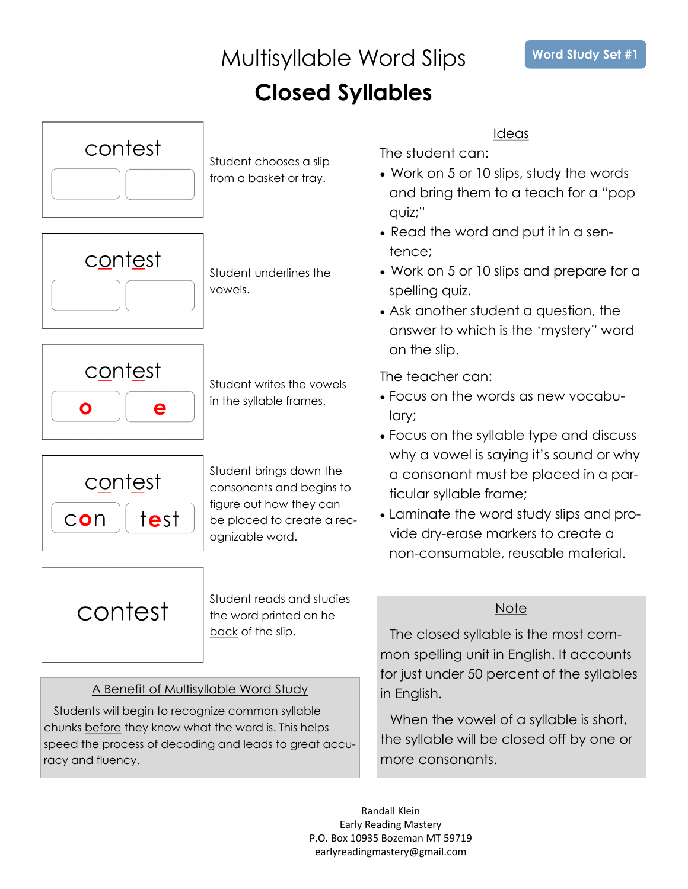# Multisyllable Word Slips

## Closed Syllables

Word Study Set #1

| Slip | Step |
|---|---|
| contest | Student chooses a slip from a basket or tray. |
| contest | Student underlines the vowels. |
| contest — o / e | Student writes the vowels in the syllable frames. |
| contest — con / test | Student brings down the consonants and begins to figure out how they can be placed to create a recognizable word. |
| contest | Student reads and studies the word printed on he back of the slip. |

### A Benefit of Multisyllable Word Study

Students will begin to recognize common syllable chunks before they know what the word is. This helps speed the process of decoding and leads to great accuracy and fluency.

### Ideas

The student can:

- Work on 5 or 10 slips, study the words and bring them to a teach for a "pop quiz;"
- Read the word and put it in a sentence;
- Work on 5 or 10 slips and prepare for a spelling quiz.
- Ask another student a question, the answer to which is the 'mystery" word on the slip.

The teacher can:

- Focus on the words as new vocabulary;
- Focus on the syllable type and discuss why a vowel is saying it's sound or why a consonant must be placed in a particular syllable frame;
- Laminate the word study slips and provide dry-erase markers to create a non-consumable, reusable material.

### Note

The closed syllable is the most common spelling unit in English. It accounts for just under 50 percent of the syllables in English.

When the vowel of a syllable is short, the syllable will be closed off by one or more consonants.

Randall Klein
Early Reading Mastery
P.O. Box 10935 Bozeman MT 59719
earlyreadingmastery@gmail.com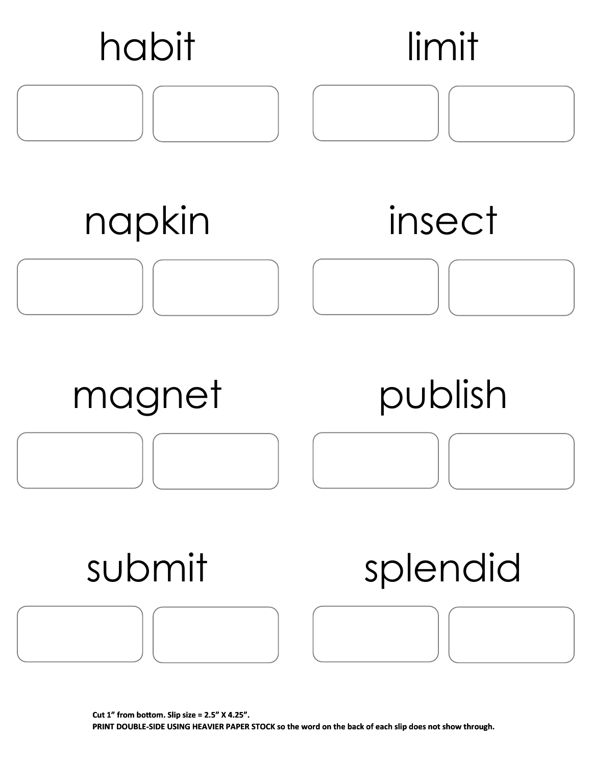habit

limit

napkin

insect

magnet

publish

submit

splendid

**Cut 1" from bottom. Slip size = 2.5" X 4.25".**
**PRINT DOUBLE-SIDE USING HEAVIER PAPER STOCK so the word on the back of each slip does not show through.**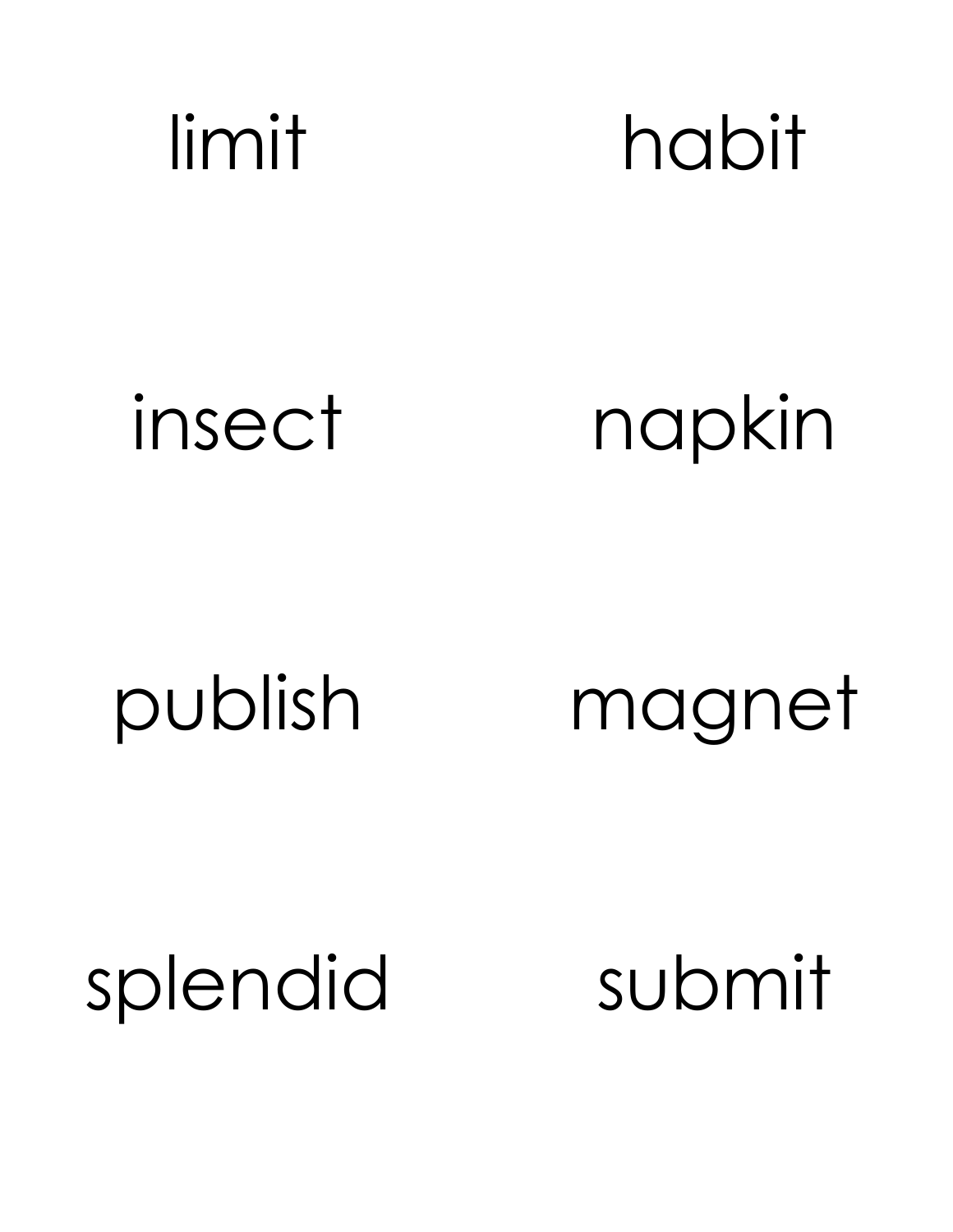limit

habit

insect

napkin

publish

magnet

splendid

submit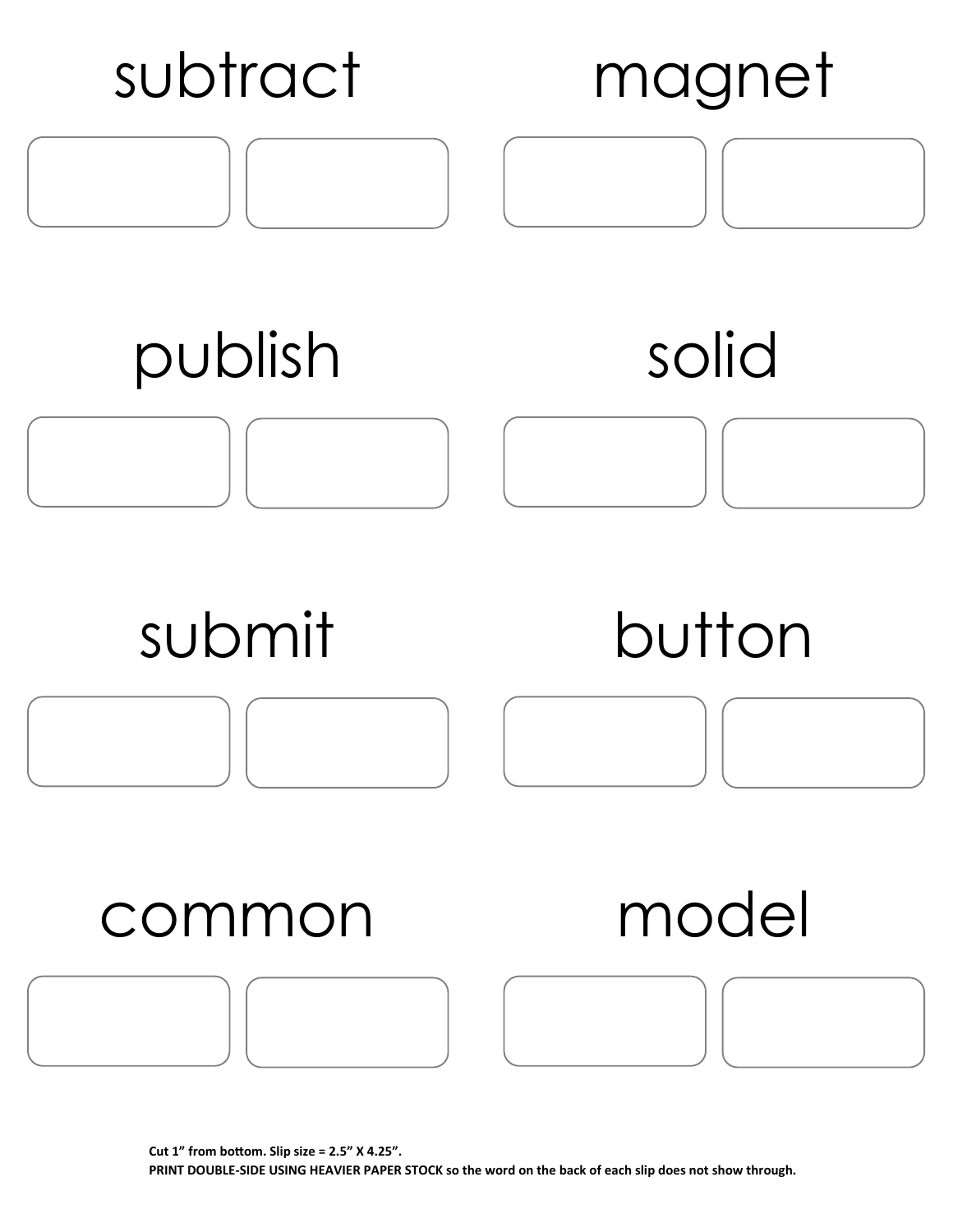subtract

magnet

publish

solid

submit

button

common

model

**Cut 1” from bottom. Slip size = 2.5” X 4.25”.**

**PRINT DOUBLE-SIDE USING HEAVIER PAPER STOCK so the word on the back of each slip does not show through.**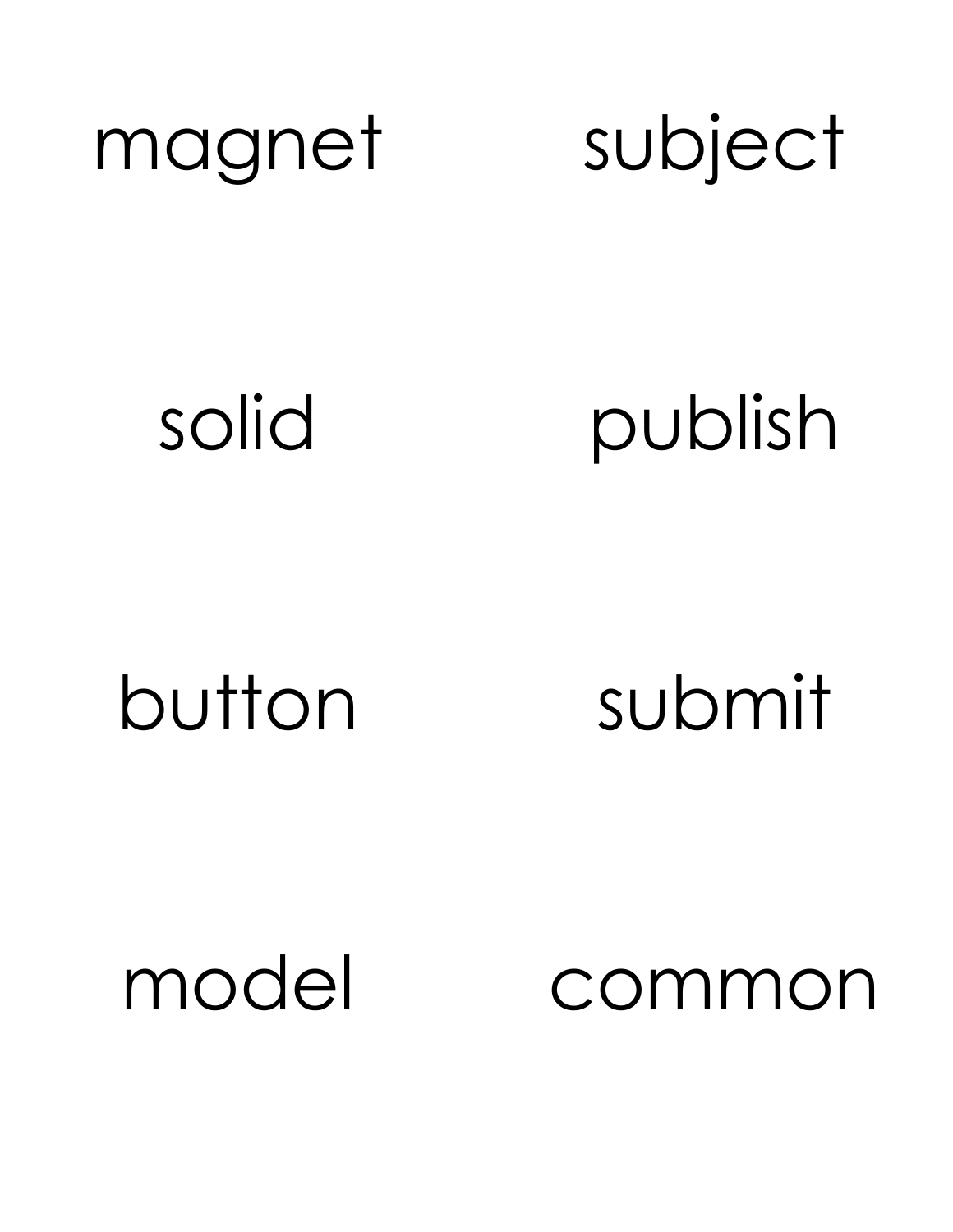magnet

subject

solid

publish

button

submit

model

common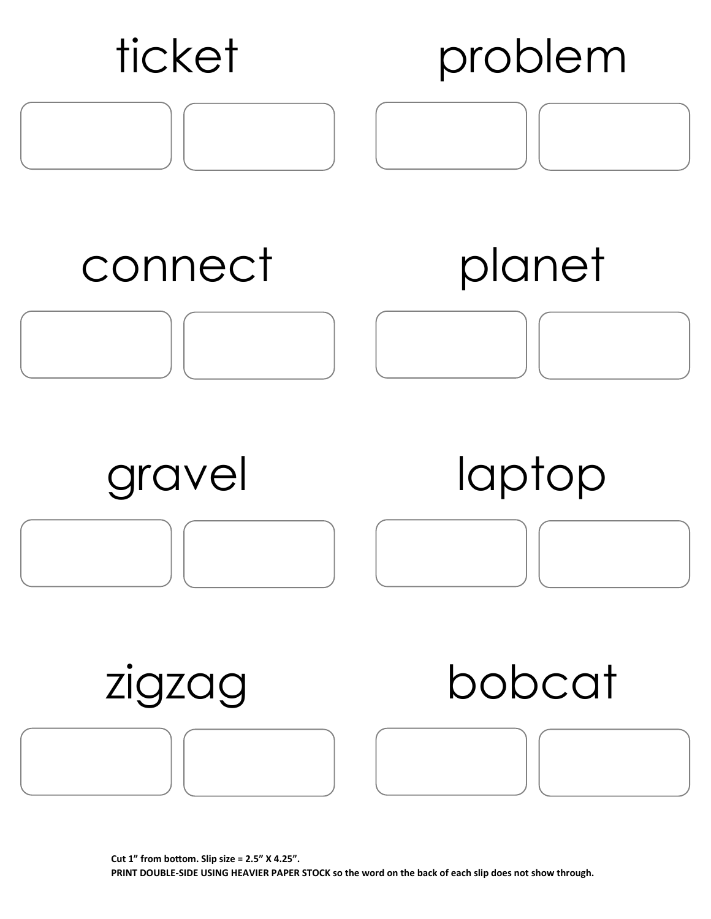ticket

problem

connect

planet

gravel

laptop

zigzag

bobcat

**Cut 1" from bottom. Slip size = 2.5" X 4.25".**
**PRINT DOUBLE-SIDE USING HEAVIER PAPER STOCK so the word on the back of each slip does not show through.**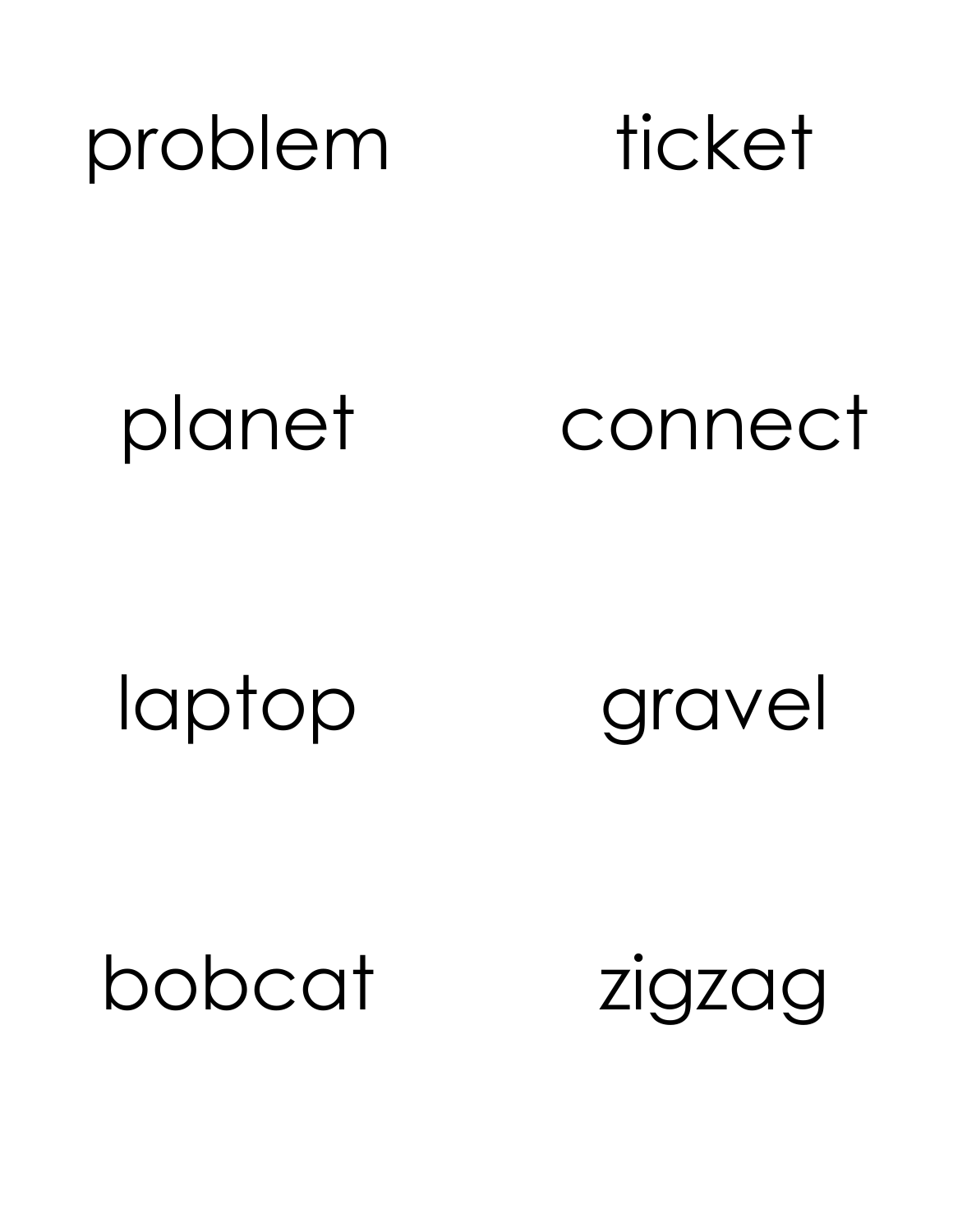problem ticket

planet connect

laptop gravel

bobcat zigzag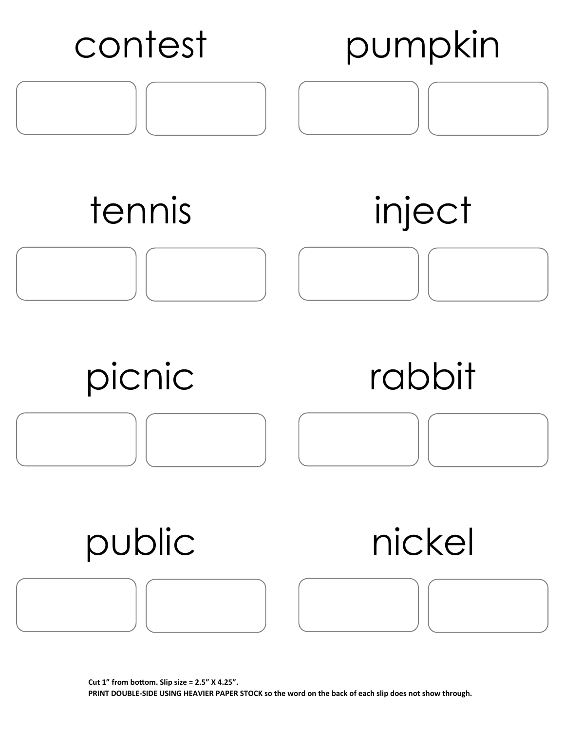contest

pumpkin

tennis

inject

picnic

rabbit

public

nickel

**Cut 1" from bottom. Slip size = 2.5" X 4.25".**
**PRINT DOUBLE-SIDE USING HEAVIER PAPER STOCK so the word on the back of each slip does not show through.**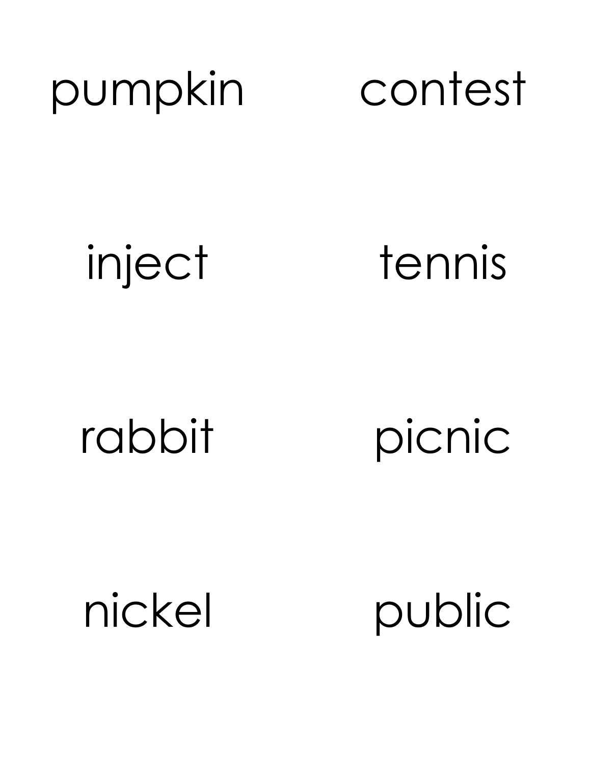pumpkin contest

inject tennis

rabbit picnic

nickel public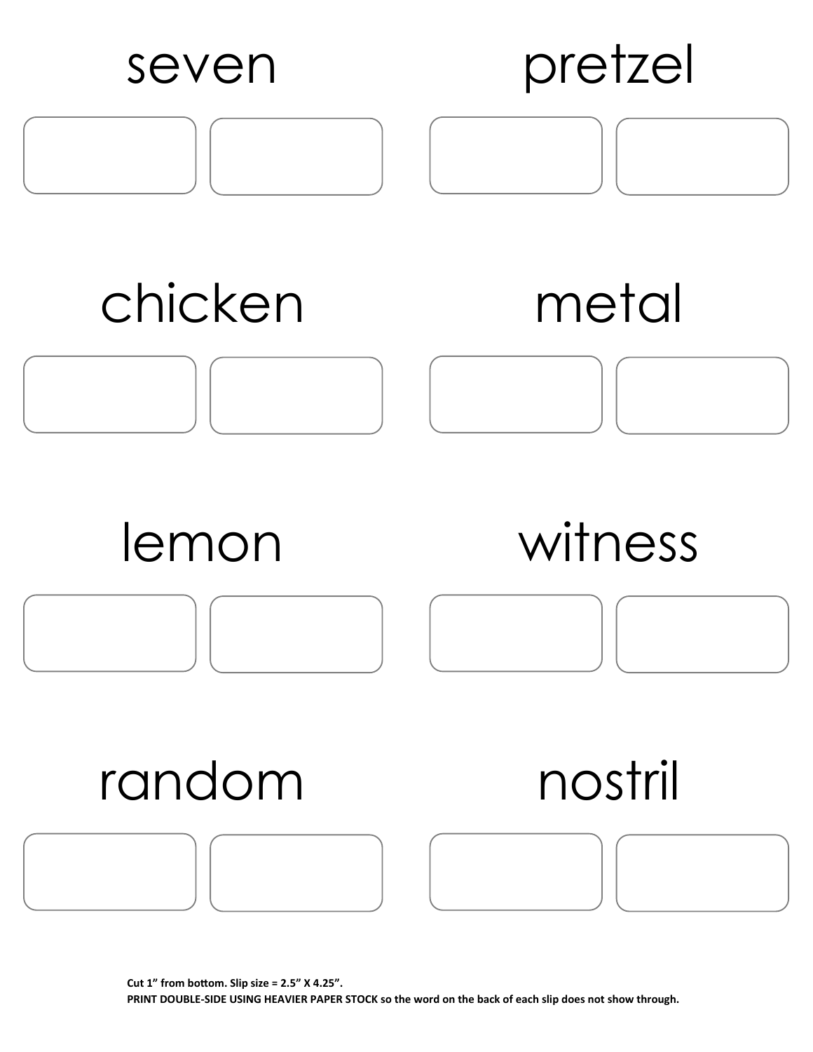seven

pretzel

chicken

metal

lemon

witness

random

nostril

**Cut 1" from bottom. Slip size = 2.5" X 4.25".**
**PRINT DOUBLE-SIDE USING HEAVIER PAPER STOCK so the word on the back of each slip does not show through.**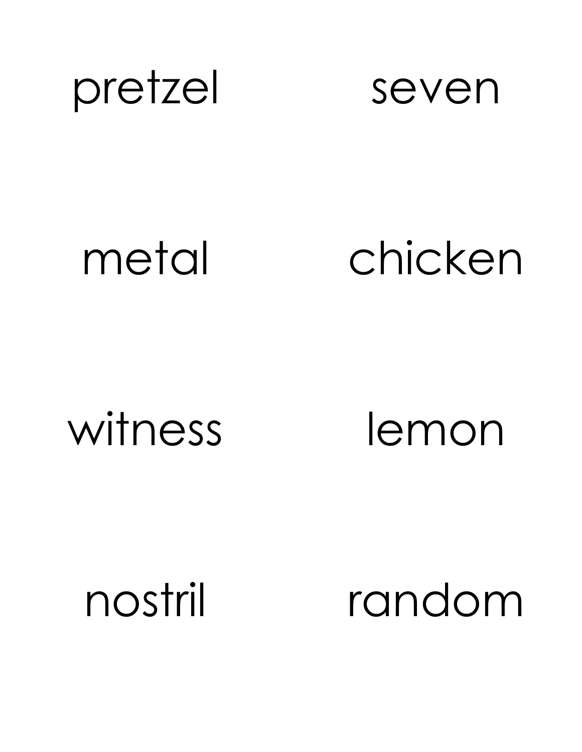pretzel

seven

metal

chicken

witness

lemon

nostril

random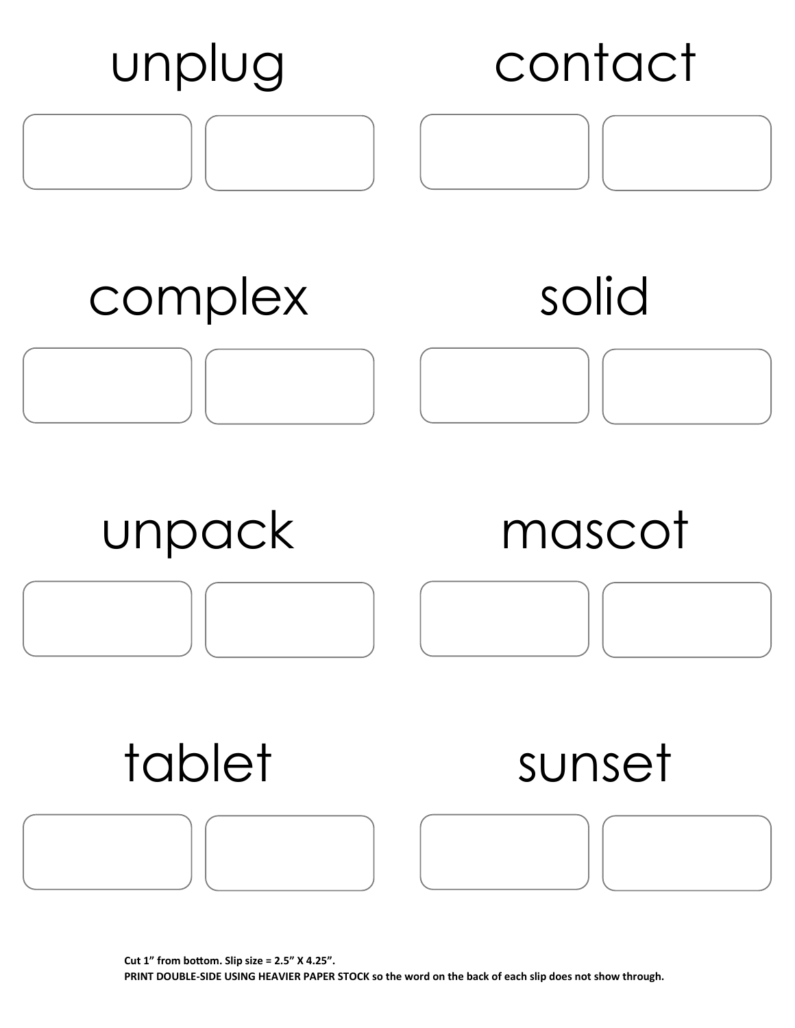unplug

contact

complex

solid

unpack

mascot

tablet

sunset

**Cut 1" from bottom. Slip size = 2.5" X 4.25".**
**PRINT DOUBLE-SIDE USING HEAVIER PAPER STOCK so the word on the back of each slip does not show through.**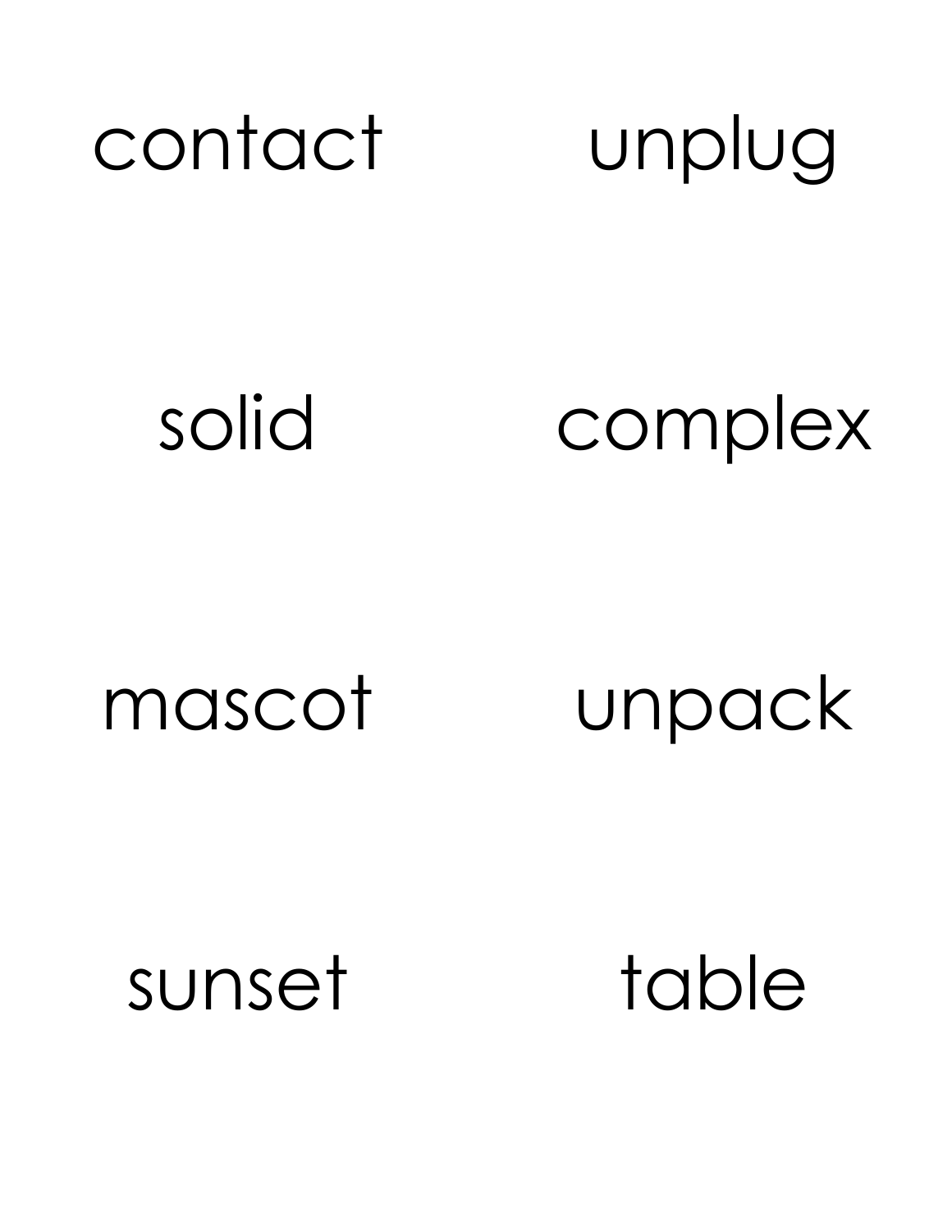contact

unplug

solid

complex

mascot

unpack

sunset

table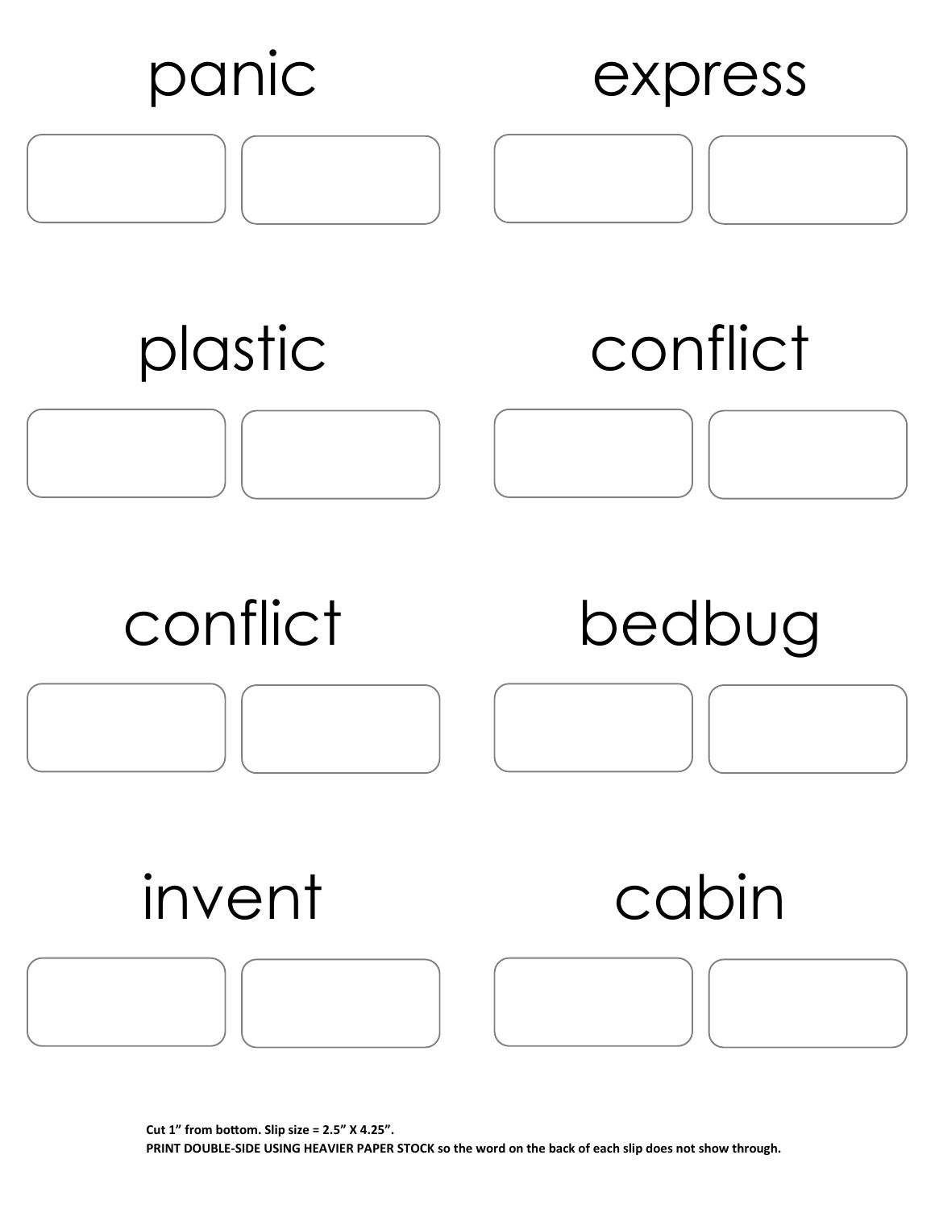panic

express

plastic

conflict

conflict

bedbug

invent

cabin

**Cut 1" from bottom. Slip size = 2.5" X 4.25".**
**PRINT DOUBLE-SIDE USING HEAVIER PAPER STOCK so the word on the back of each slip does not show through.**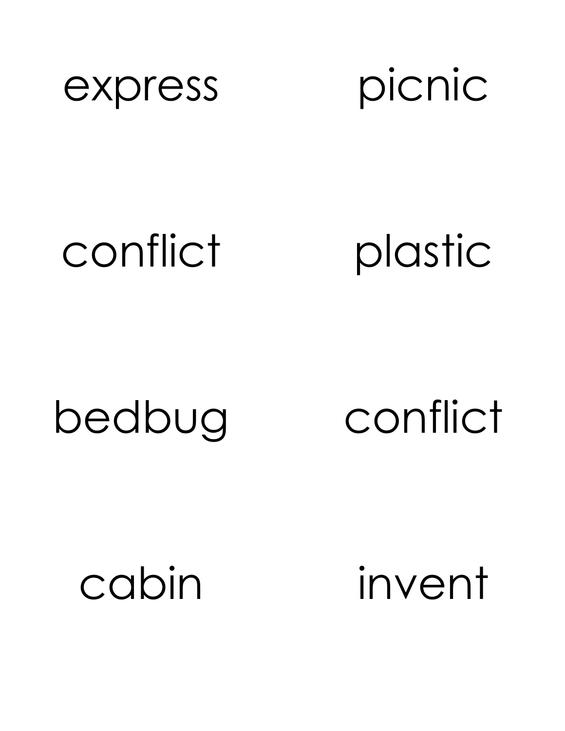express

picnic

conflict

plastic

bedbug

conflict

cabin

invent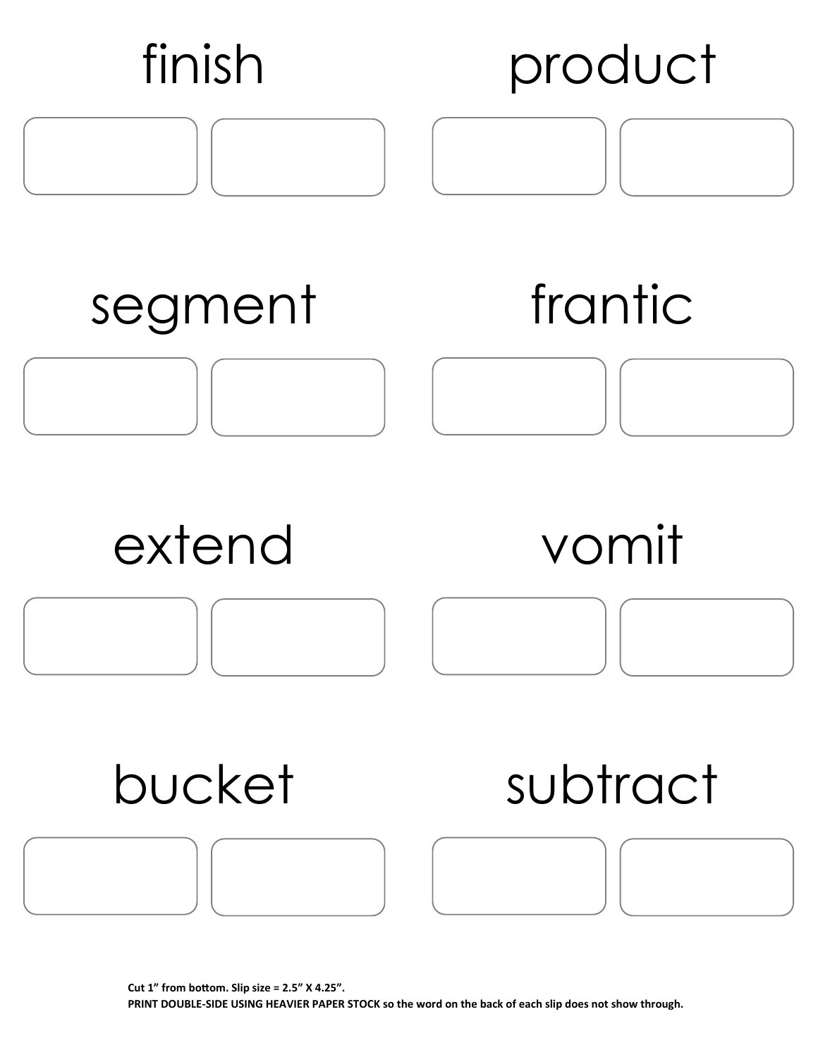finish

product

segment

frantic

extend

vomit

bucket

subtract

**Cut 1" from bottom. Slip size = 2.5" X 4.25".**
**PRINT DOUBLE-SIDE USING HEAVIER PAPER STOCK so the word on the back of each slip does not show through.**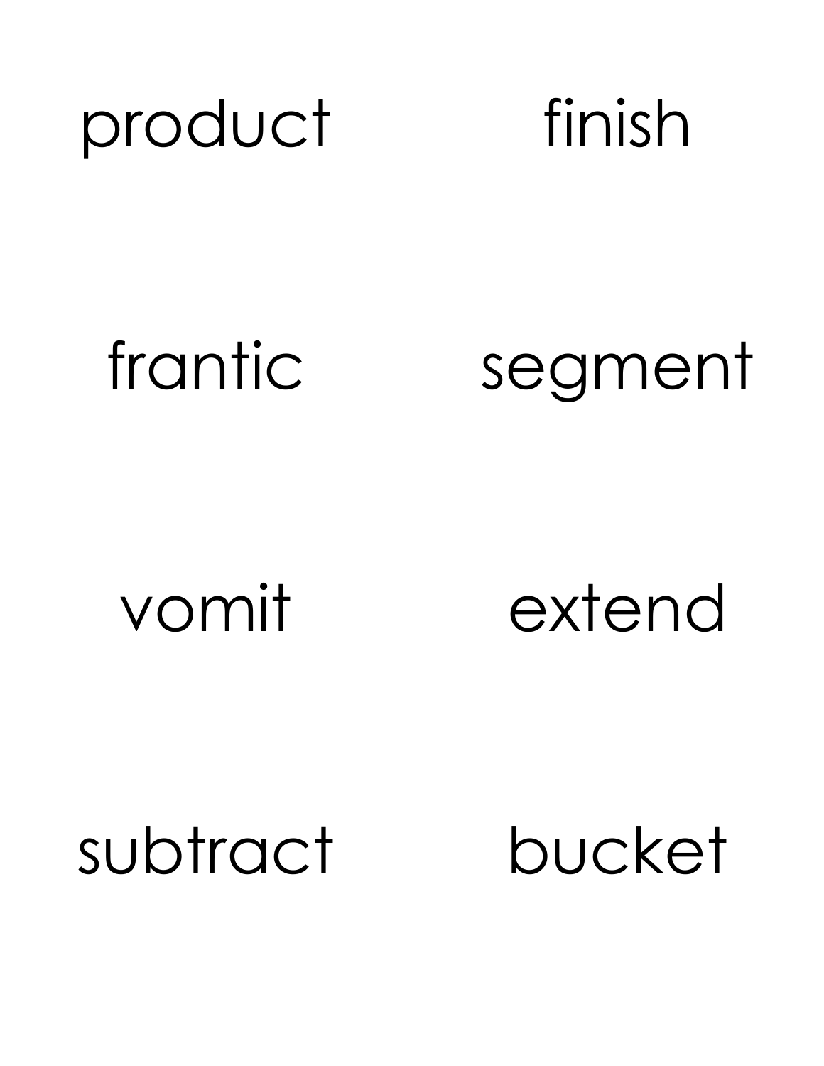product

finish

frantic

segment

vomit

extend

subtract

bucket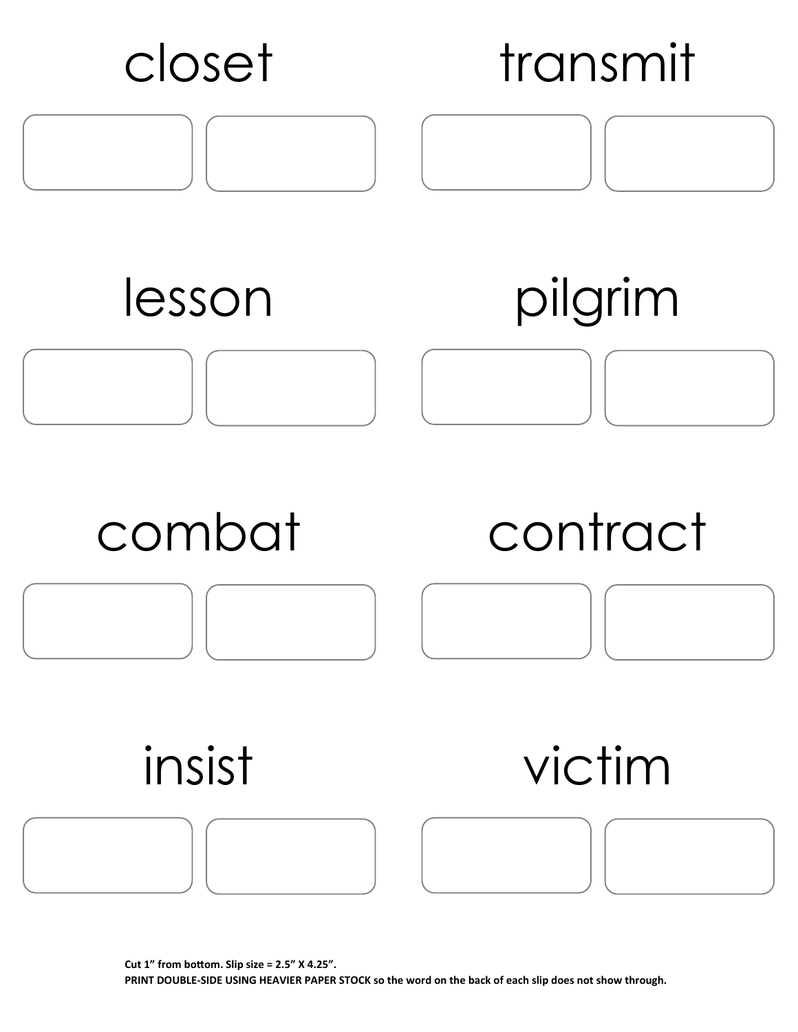closet

transmit

lesson

pilgrim

combat

contract

insist

victim

**Cut 1" from bottom. Slip size = 2.5" X 4.25".**

**PRINT DOUBLE-SIDE USING HEAVIER PAPER STOCK so the word on the back of each slip does not show through.**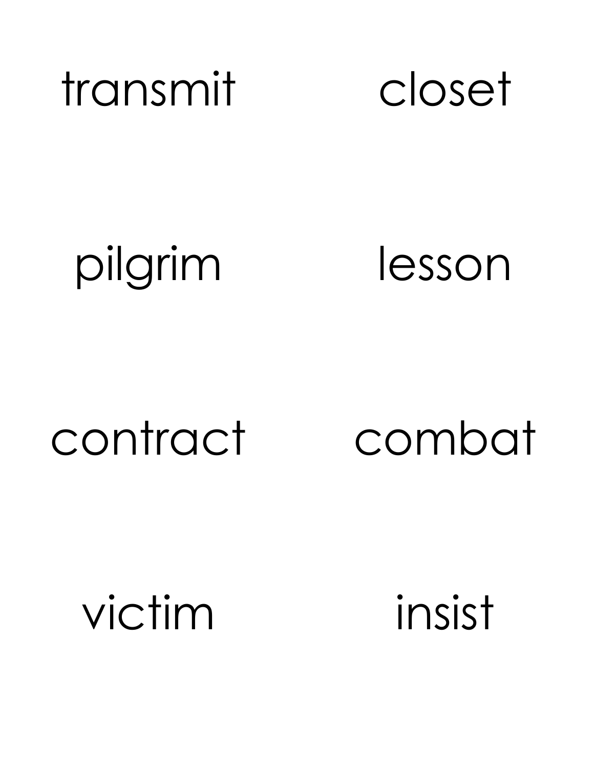transmit

closet

pilgrim

lesson

contract

combat

victim

insist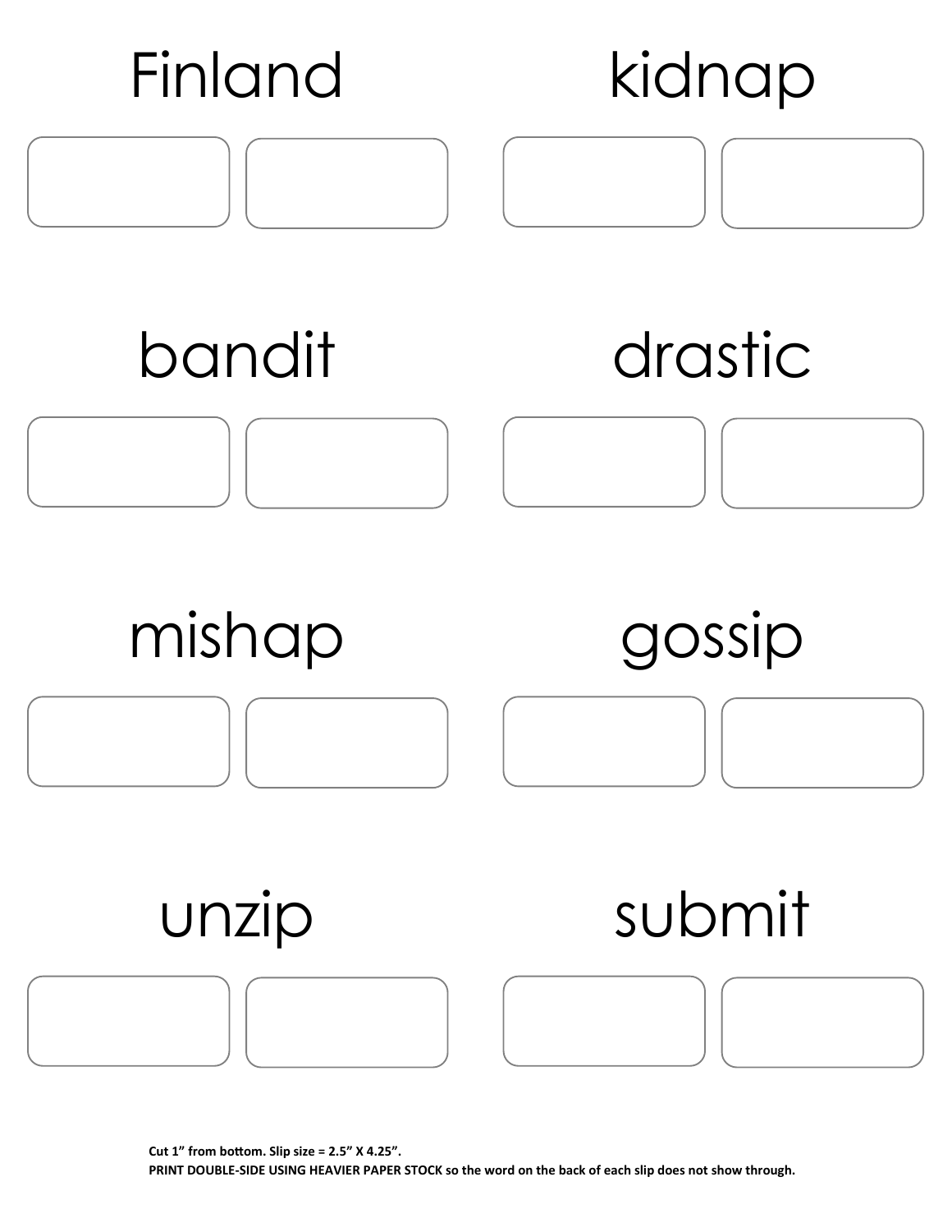Finland

kidnap

bandit

drastic

mishap

gossip

unzip

submit

**Cut 1" from bottom. Slip size = 2.5" X 4.25".**
**PRINT DOUBLE-SIDE USING HEAVIER PAPER STOCK so the word on the back of each slip does not show through.**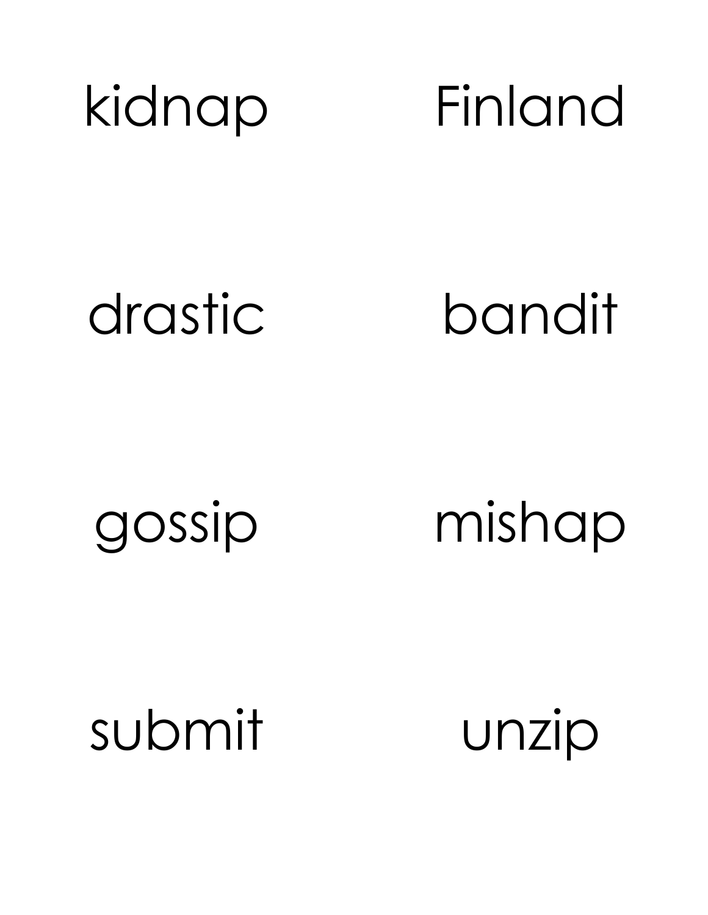kidnap

Finland

drastic

bandit

gossip

mishap

submit

unzip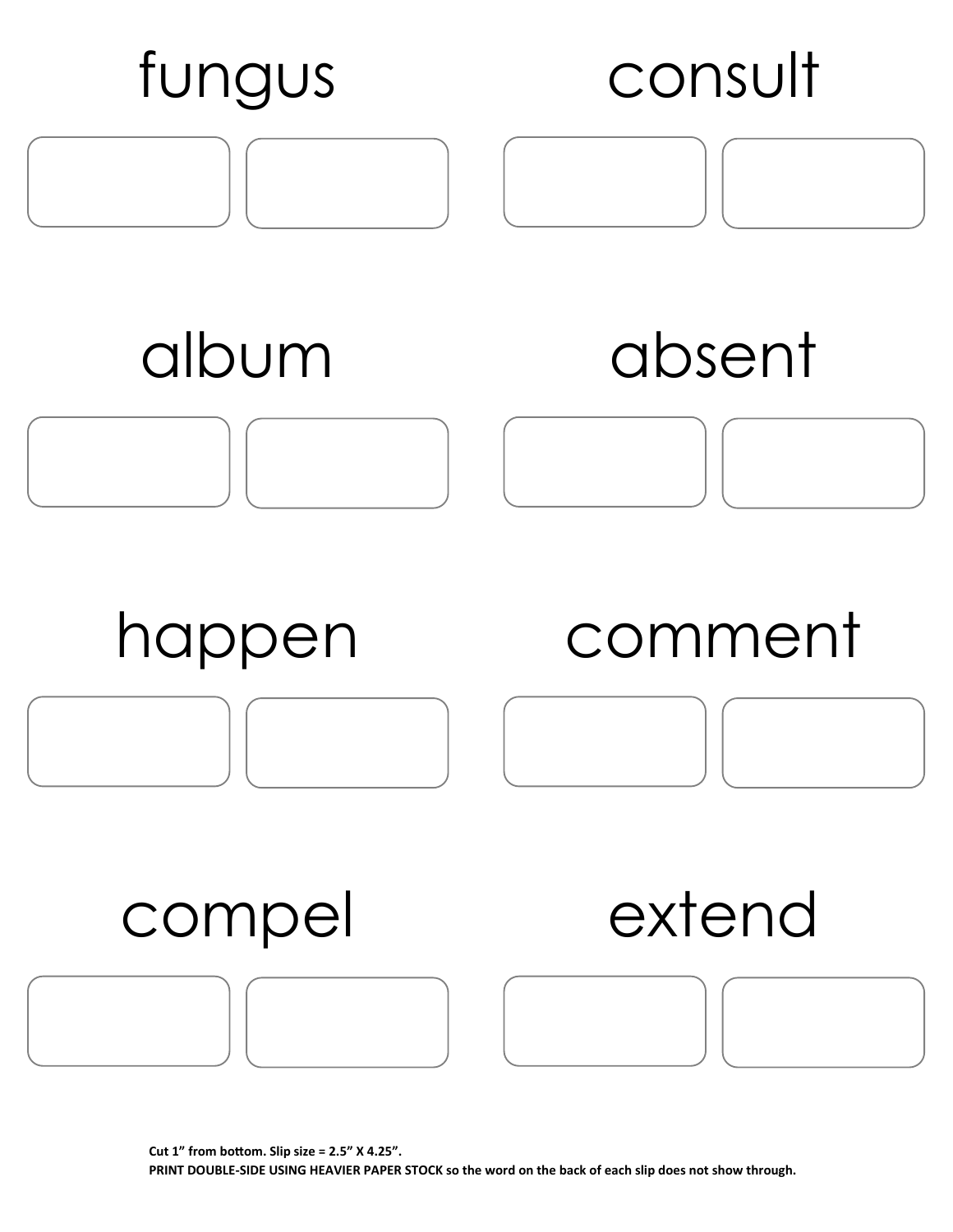fungus

consult

album

absent

happen

comment

compel

extend

**Cut 1" from bottom. Slip size = 2.5" X 4.25".**
**PRINT DOUBLE-SIDE USING HEAVIER PAPER STOCK so the word on the back of each slip does not show through.**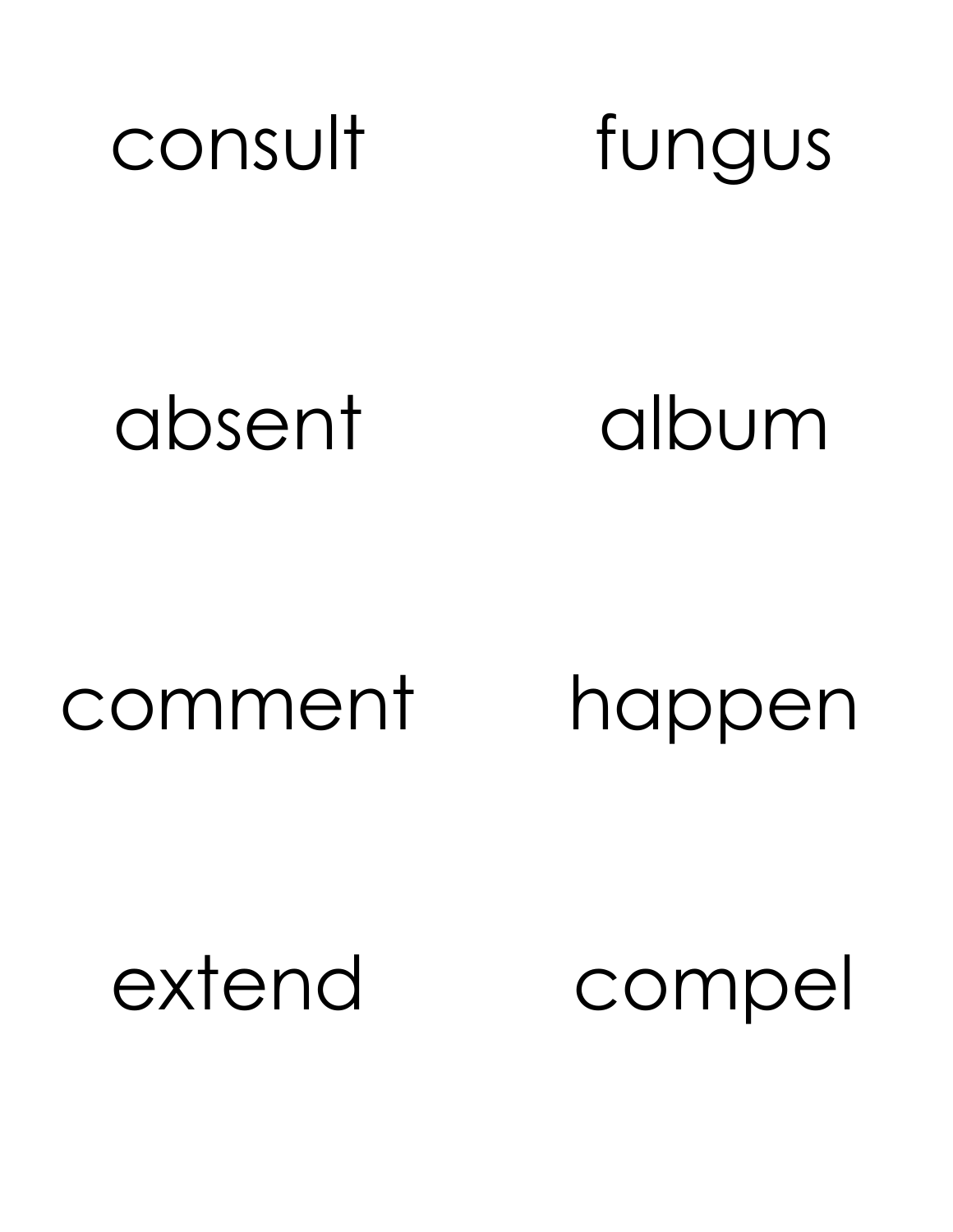consult

fungus

absent

album

comment

happen

extend

compel